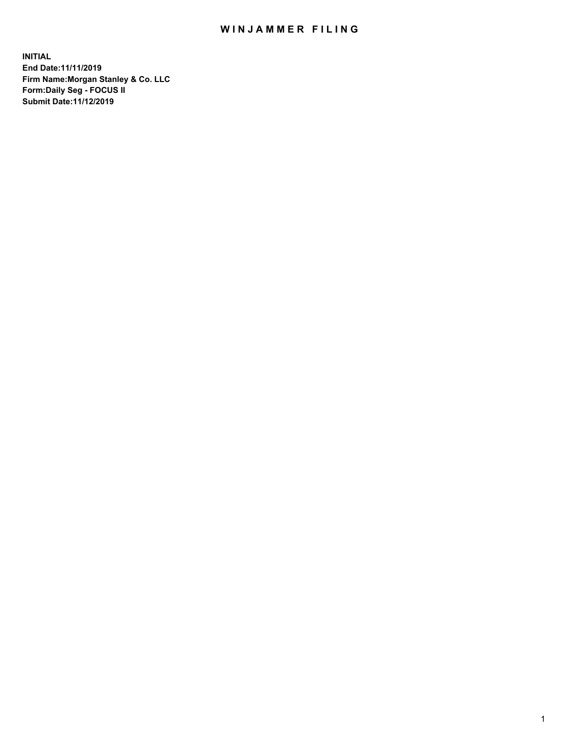# WINJAMMER FILING

**INITIAL**
**End Date:11/11/2019**
**Firm Name:Morgan Stanley & Co. LLC**
**Form:Daily Seg - FOCUS II**
**Submit Date:11/12/2019**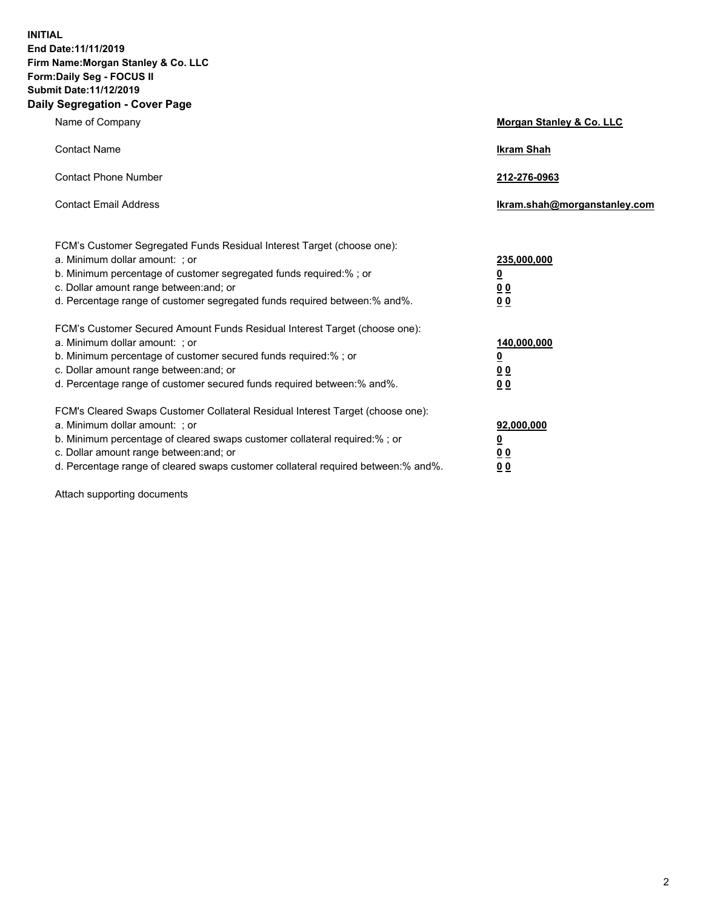**INITIAL**
**End Date:11/11/2019**
**Firm Name:Morgan Stanley & Co. LLC**
**Form:Daily Seg - FOCUS II**
**Submit Date:11/12/2019**
**Daily Segregation - Cover Page**

| | |
|---|---|
| Name of Company | **Morgan Stanley & Co. LLC** |
| Contact Name | **Ikram Shah** |
| Contact Phone Number | **212-276-0963** |
| Contact Email Address | **Ikram.shah@morganstanley.com** |

| | |
|---|---|
| FCM's Customer Segregated Funds Residual Interest Target (choose one): | |
| a. Minimum dollar amount: ; or | **235,000,000** |
| b. Minimum percentage of customer segregated funds required:% ; or | **0** |
| c. Dollar amount range between:and; or | **0 0** |
| d. Percentage range of customer segregated funds required between:% and%. | **0 0** |
| FCM's Customer Secured Amount Funds Residual Interest Target (choose one): | |
| a. Minimum dollar amount: ; or | **140,000,000** |
| b. Minimum percentage of customer secured funds required:% ; or | **0** |
| c. Dollar amount range between:and; or | **0 0** |
| d. Percentage range of customer secured funds required between:% and%. | **0 0** |
| FCM's Cleared Swaps Customer Collateral Residual Interest Target (choose one): | |
| a. Minimum dollar amount: ; or | **92,000,000** |
| b. Minimum percentage of cleared swaps customer collateral required:% ; or | **0** |
| c. Dollar amount range between:and; or | **0 0** |
| d. Percentage range of cleared swaps customer collateral required between:% and%. | **0 0** |

Attach supporting documents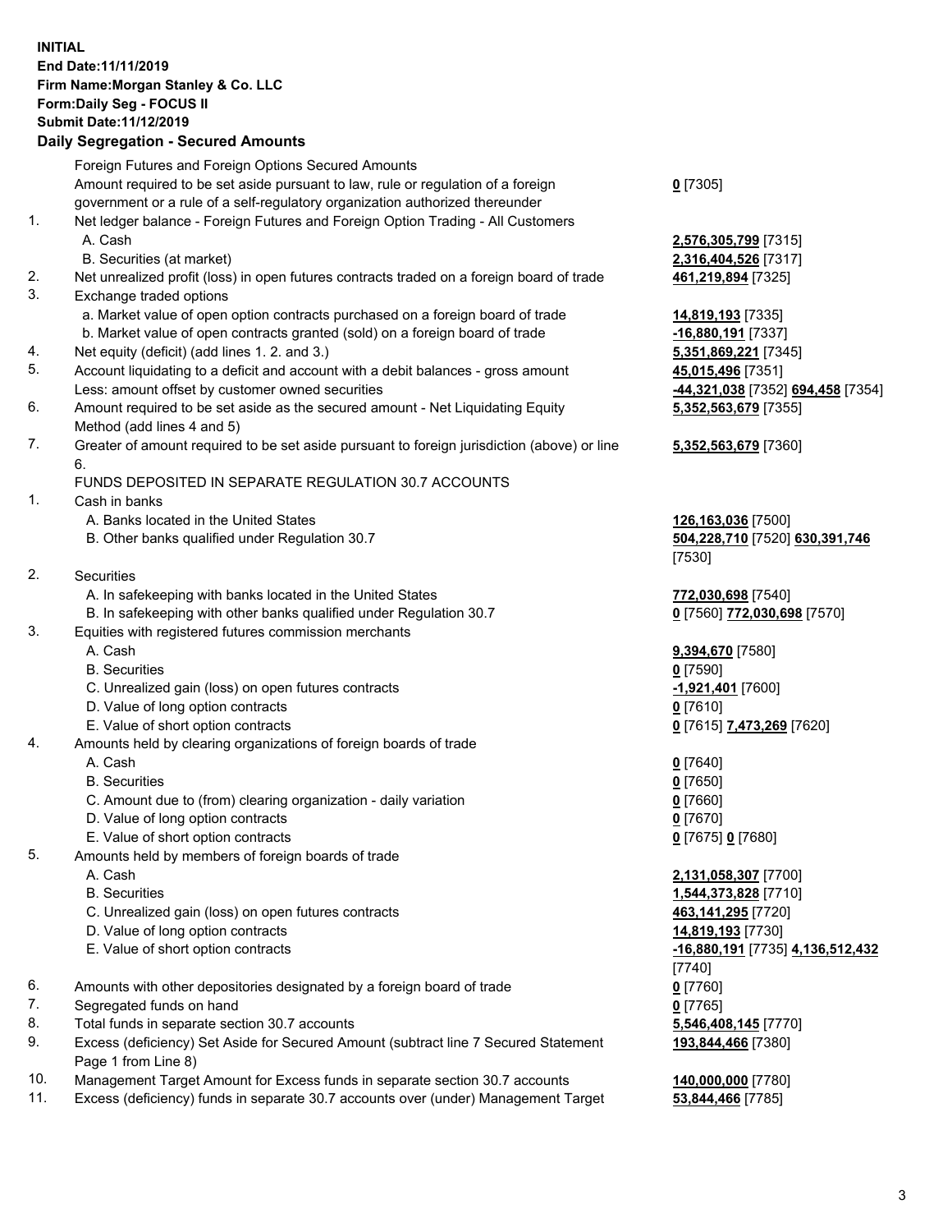**INITIAL**
**End Date:11/11/2019**
**Firm Name:Morgan Stanley & Co. LLC**
**Form:Daily Seg - FOCUS II**
**Submit Date:11/12/2019**

**Daily Segregation - Secured Amounts**

| | | |
|---|---|---|
| | Foreign Futures and Foreign Options Secured Amounts | |
| | Amount required to be set aside pursuant to law, rule or regulation of a foreign government or a rule of a self-regulatory organization authorized thereunder | **0** [7305] |
| 1. | Net ledger balance - Foreign Futures and Foreign Option Trading - All Customers | |
| | A. Cash | **2,576,305,799** [7315] |
| | B. Securities (at market) | **2,316,404,526** [7317] |
| 2. | Net unrealized profit (loss) in open futures contracts traded on a foreign board of trade | **461,219,894** [7325] |
| 3. | Exchange traded options | |
| | a. Market value of open option contracts purchased on a foreign board of trade | **14,819,193** [7335] |
| | b. Market value of open contracts granted (sold) on a foreign board of trade | **-16,880,191** [7337] |
| 4. | Net equity (deficit) (add lines 1. 2. and 3.) | **5,351,869,221** [7345] |
| 5. | Account liquidating to a deficit and account with a debit balances - gross amount | **45,015,496** [7351] |
| | Less: amount offset by customer owned securities | **-44,321,038** [7352] **694,458** [7354] |
| 6. | Amount required to be set aside as the secured amount - Net Liquidating Equity Method (add lines 4 and 5) | **5,352,563,679** [7355] |
| 7. | Greater of amount required to be set aside pursuant to foreign jurisdiction (above) or line 6. | **5,352,563,679** [7360] |
| | FUNDS DEPOSITED IN SEPARATE REGULATION 30.7 ACCOUNTS | |
| 1. | Cash in banks | |
| | A. Banks located in the United States | **126,163,036** [7500] |
| | B. Other banks qualified under Regulation 30.7 | **504,228,710** [7520] **630,391,746** [7530] |
| 2. | Securities | |
| | A. In safekeeping with banks located in the United States | **772,030,698** [7540] |
| | B. In safekeeping with other banks qualified under Regulation 30.7 | **0** [7560] **772,030,698** [7570] |
| 3. | Equities with registered futures commission merchants | |
| | A. Cash | **9,394,670** [7580] |
| | B. Securities | **0** [7590] |
| | C. Unrealized gain (loss) on open futures contracts | **-1,921,401** [7600] |
| | D. Value of long option contracts | **0** [7610] |
| | E. Value of short option contracts | **0** [7615] **7,473,269** [7620] |
| 4. | Amounts held by clearing organizations of foreign boards of trade | |
| | A. Cash | **0** [7640] |
| | B. Securities | **0** [7650] |
| | C. Amount due to (from) clearing organization - daily variation | **0** [7660] |
| | D. Value of long option contracts | **0** [7670] |
| | E. Value of short option contracts | **0** [7675] **0** [7680] |
| 5. | Amounts held by members of foreign boards of trade | |
| | A. Cash | **2,131,058,307** [7700] |
| | B. Securities | **1,544,373,828** [7710] |
| | C. Unrealized gain (loss) on open futures contracts | **463,141,295** [7720] |
| | D. Value of long option contracts | **14,819,193** [7730] |
| | E. Value of short option contracts | **-16,880,191** [7735] **4,136,512,432** [7740] |
| 6. | Amounts with other depositories designated by a foreign board of trade | **0** [7760] |
| 7. | Segregated funds on hand | **0** [7765] |
| 8. | Total funds in separate section 30.7 accounts | **5,546,408,145** [7770] |
| 9. | Excess (deficiency) Set Aside for Secured Amount (subtract line 7 Secured Statement Page 1 from Line 8) | **193,844,466** [7380] |
| 10. | Management Target Amount for Excess funds in separate section 30.7 accounts | **140,000,000** [7780] |
| 11. | Excess (deficiency) funds in separate 30.7 accounts over (under) Management Target | **53,844,466** [7785] |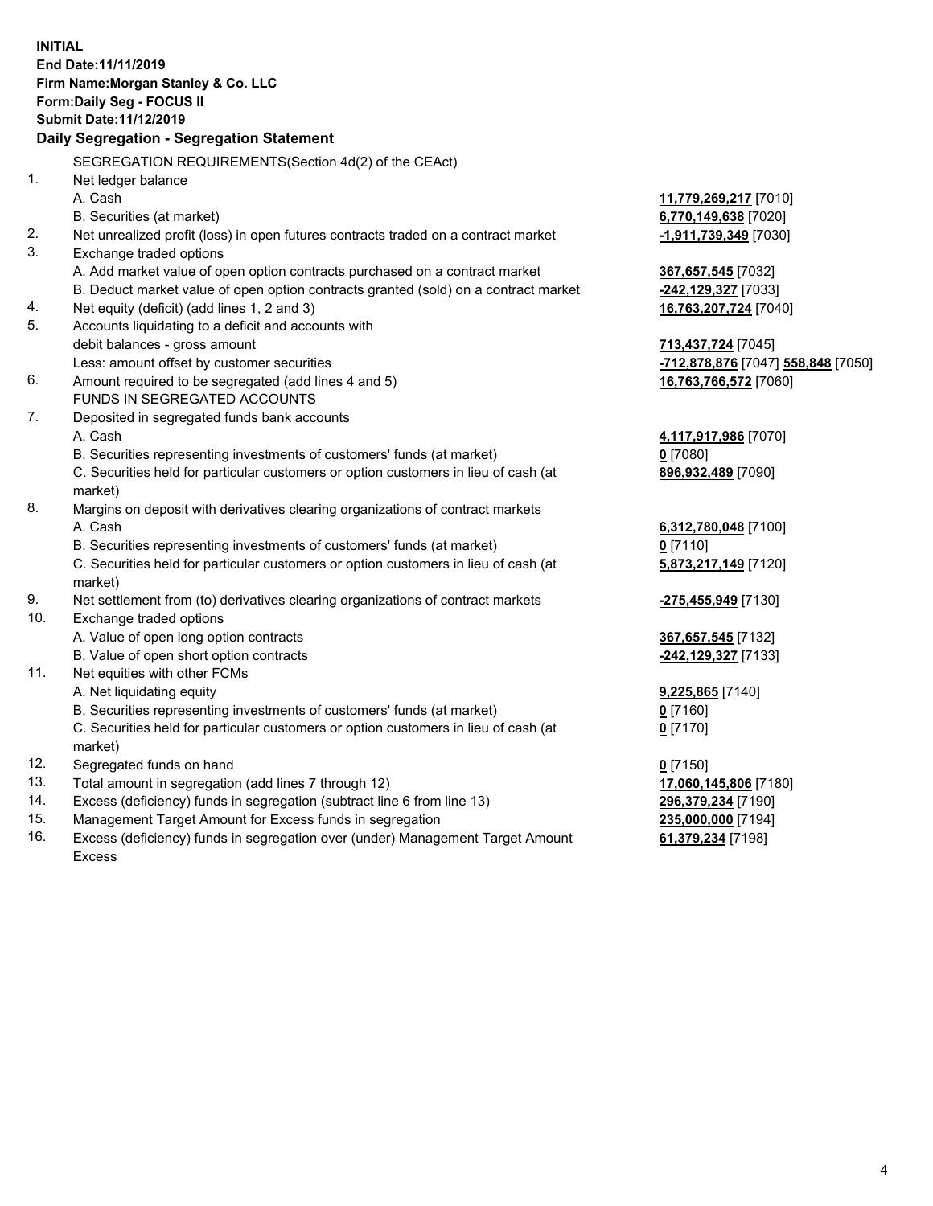**INITIAL**
**End Date:11/11/2019**
**Firm Name:Morgan Stanley & Co. LLC**
**Form:Daily Seg - FOCUS II**
**Submit Date:11/12/2019**

**Daily Segregation - Segregation Statement**

| | | |
|---|---|---|
| | SEGREGATION REQUIREMENTS(Section 4d(2) of the CEAct) | |
| 1. | Net ledger balance | |
| | A. Cash | **11,779,269,217** [7010] |
| | B. Securities (at market) | **6,770,149,638** [7020] |
| 2. | Net unrealized profit (loss) in open futures contracts traded on a contract market | **-1,911,739,349** [7030] |
| 3. | Exchange traded options | |
| | A. Add market value of open option contracts purchased on a contract market | **367,657,545** [7032] |
| | B. Deduct market value of open option contracts granted (sold) on a contract market | **-242,129,327** [7033] |
| 4. | Net equity (deficit) (add lines 1, 2 and 3) | **16,763,207,724** [7040] |
| 5. | Accounts liquidating to a deficit and accounts with | |
| | debit balances - gross amount | **713,437,724** [7045] |
| | Less: amount offset by customer securities | **-712,878,876** [7047] **558,848** [7050] |
| 6. | Amount required to be segregated (add lines 4 and 5) | **16,763,766,572** [7060] |
| | FUNDS IN SEGREGATED ACCOUNTS | |
| 7. | Deposited in segregated funds bank accounts | |
| | A. Cash | **4,117,917,986** [7070] |
| | B. Securities representing investments of customers' funds (at market) | **0** [7080] |
| | C. Securities held for particular customers or option customers in lieu of cash (at market) | **896,932,489** [7090] |
| 8. | Margins on deposit with derivatives clearing organizations of contract markets | |
| | A. Cash | **6,312,780,048** [7100] |
| | B. Securities representing investments of customers' funds (at market) | **0** [7110] |
| | C. Securities held for particular customers or option customers in lieu of cash (at market) | **5,873,217,149** [7120] |
| 9. | Net settlement from (to) derivatives clearing organizations of contract markets | **-275,455,949** [7130] |
| 10. | Exchange traded options | |
| | A. Value of open long option contracts | **367,657,545** [7132] |
| | B. Value of open short option contracts | **-242,129,327** [7133] |
| 11. | Net equities with other FCMs | |
| | A. Net liquidating equity | **9,225,865** [7140] |
| | B. Securities representing investments of customers' funds (at market) | **0** [7160] |
| | C. Securities held for particular customers or option customers in lieu of cash (at market) | **0** [7170] |
| 12. | Segregated funds on hand | **0** [7150] |
| 13. | Total amount in segregation (add lines 7 through 12) | **17,060,145,806** [7180] |
| 14. | Excess (deficiency) funds in segregation (subtract line 6 from line 13) | **296,379,234** [7190] |
| 15. | Management Target Amount for Excess funds in segregation | **235,000,000** [7194] |
| 16. | Excess (deficiency) funds in segregation over (under) Management Target Amount Excess | **61,379,234** [7198] |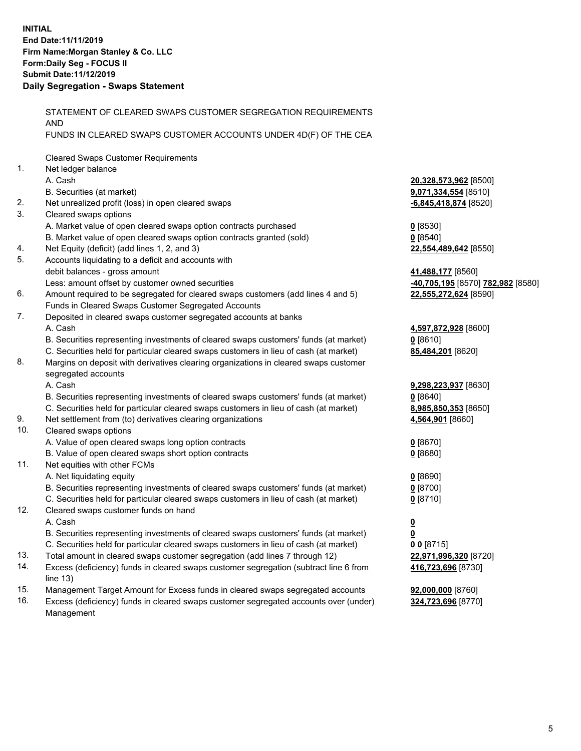**INITIAL**
**End Date:11/11/2019**
**Firm Name:Morgan Stanley & Co. LLC**
**Form:Daily Seg - FOCUS II**
**Submit Date:11/12/2019**
**Daily Segregation - Swaps Statement**

STATEMENT OF CLEARED SWAPS CUSTOMER SEGREGATION REQUIREMENTS AND FUNDS IN CLEARED SWAPS CUSTOMER ACCOUNTS UNDER 4D(F) OF THE CEA

| | | |
|---|---|---|
| | Cleared Swaps Customer Requirements | |
| 1. | Net ledger balance | |
| | A. Cash | **20,328,573,962** [8500] |
| | B. Securities (at market) | **9,071,334,554** [8510] |
| 2. | Net unrealized profit (loss) in open cleared swaps | **-6,845,418,874** [8520] |
| 3. | Cleared swaps options | |
| | A. Market value of open cleared swaps option contracts purchased | **0** [8530] |
| | B. Market value of open cleared swaps option contracts granted (sold) | **0** [8540] |
| 4. | Net Equity (deficit) (add lines 1, 2, and 3) | **22,554,489,642** [8550] |
| 5. | Accounts liquidating to a deficit and accounts with debit balances - gross amount | **41,488,177** [8560] |
| | Less: amount offset by customer owned securities | **-40,705,195** [8570] **782,982** [8580] |
| 6. | Amount required to be segregated for cleared swaps customers (add lines 4 and 5) | **22,555,272,624** [8590] |
| | Funds in Cleared Swaps Customer Segregated Accounts | |
| 7. | Deposited in cleared swaps customer segregated accounts at banks | |
| | A. Cash | **4,597,872,928** [8600] |
| | B. Securities representing investments of cleared swaps customers' funds (at market) | **0** [8610] |
| | C. Securities held for particular cleared swaps customers in lieu of cash (at market) | **85,484,201** [8620] |
| 8. | Margins on deposit with derivatives clearing organizations in cleared swaps customer segregated accounts | |
| | A. Cash | **9,298,223,937** [8630] |
| | B. Securities representing investments of cleared swaps customers' funds (at market) | **0** [8640] |
| | C. Securities held for particular cleared swaps customers in lieu of cash (at market) | **8,985,850,353** [8650] |
| 9. | Net settlement from (to) derivatives clearing organizations | **4,564,901** [8660] |
| 10. | Cleared swaps options | |
| | A. Value of open cleared swaps long option contracts | **0** [8670] |
| | B. Value of open cleared swaps short option contracts | **0** [8680] |
| 11. | Net equities with other FCMs | |
| | A. Net liquidating equity | **0** [8690] |
| | B. Securities representing investments of cleared swaps customers' funds (at market) | **0** [8700] |
| | C. Securities held for particular cleared swaps customers in lieu of cash (at market) | **0** [8710] |
| 12. | Cleared swaps customer funds on hand | |
| | A. Cash | **0** |
| | B. Securities representing investments of cleared swaps customers' funds (at market) | **0** |
| | C. Securities held for particular cleared swaps customers in lieu of cash (at market) | **0** **0** [8715] |
| 13. | Total amount in cleared swaps customer segregation (add lines 7 through 12) | **22,971,996,320** [8720] |
| 14. | Excess (deficiency) funds in cleared swaps customer segregation (subtract line 6 from line 13) | **416,723,696** [8730] |
| 15. | Management Target Amount for Excess funds in cleared swaps segregated accounts | **92,000,000** [8760] |
| 16. | Excess (deficiency) funds in cleared swaps customer segregated accounts over (under) Management | **324,723,696** [8770] |